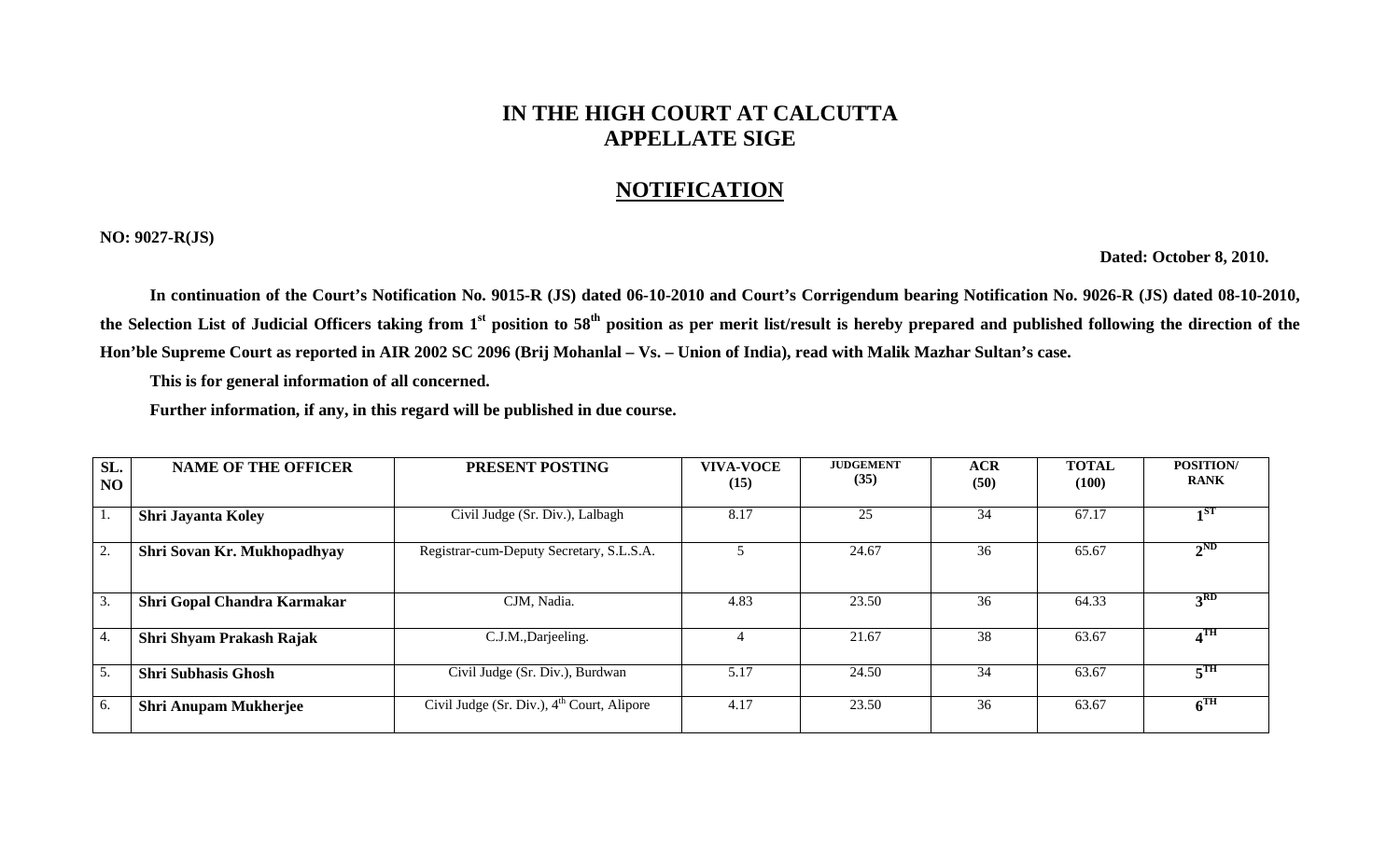# IN THE HIGH COURT AT CALCUTTA
# APPELLATE SIGE

## NOTIFICATION

**NO: 9027-R(JS)**

**Dated: October 8, 2010.**

**In continuation of the Court's Notification No. 9015-R (JS) dated 06-10-2010 and Court's Corrigendum bearing Notification No. 9026-R (JS) dated 08-10-2010, the Selection List of Judicial Officers taking from 1st position to 58th position as per merit list/result is hereby prepared and published following the direction of the Hon'ble Supreme Court as reported in AIR 2002 SC 2096 (Brij Mohanlal – Vs. – Union of India), read with Malik Mazhar Sultan's case.**

**This is for general information of all concerned.**

**Further information, if any, in this regard will be published in due course.**

| SL. NO | NAME OF THE OFFICER | PRESENT POSTING | VIVA-VOCE (15) | JUDGEMENT (35) | ACR (50) | TOTAL (100) | POSITION/ RANK |
|---|---|---|---|---|---|---|---|
| 1. | **Shri Jayanta Koley** | Civil Judge (Sr. Div.), Lalbagh | 8.17 | 25 | 34 | 67.17 | **1ST** |
| 2. | **Shri Sovan Kr. Mukhopadhyay** | Registrar-cum-Deputy Secretary, S.L.S.A. | 5 | 24.67 | 36 | 65.67 | **2ND** |
| 3. | **Shri Gopal Chandra Karmakar** | CJM, Nadia. | 4.83 | 23.50 | 36 | 64.33 | **3RD** |
| 4. | **Shri Shyam Prakash Rajak** | C.J.M.,Darjeeling. | 4 | 21.67 | 38 | 63.67 | **4TH** |
| 5. | **Shri Subhasis Ghosh** | Civil Judge (Sr. Div.), Burdwan | 5.17 | 24.50 | 34 | 63.67 | **5TH** |
| 6. | **Shri Anupam Mukherjee** | Civil Judge (Sr. Div.), 4th Court, Alipore | 4.17 | 23.50 | 36 | 63.67 | **6TH** |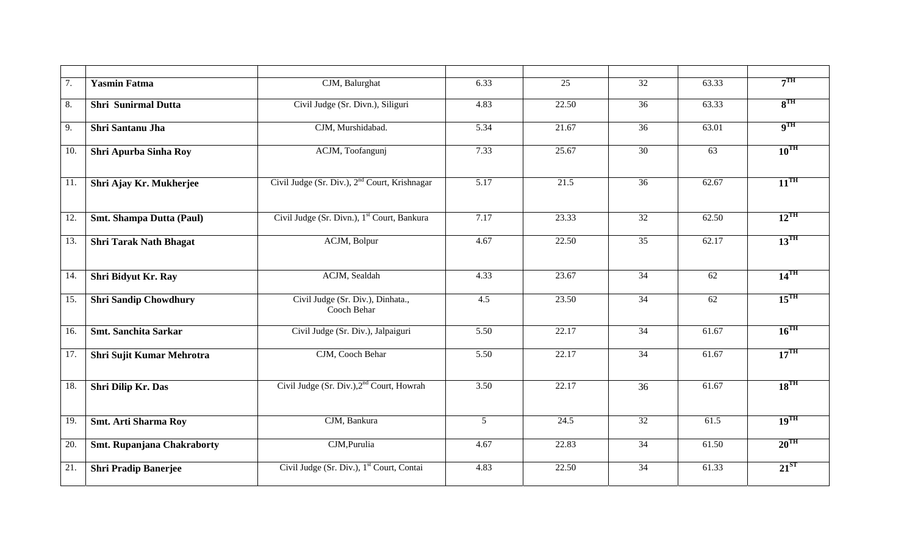| | | | | | | | |
|---|---|---|---|---|---|---|---|
| 7. | **Yasmin Fatma** | CJM, Balurghat | 6.33 | 25 | 32 | 63.33 | **7TH** |
| 8. | **Shri Sunirmal Dutta** | Civil Judge (Sr. Divn.), Siliguri | 4.83 | 22.50 | 36 | 63.33 | **8TH** |
| 9. | **Shri Santanu Jha** | CJM, Murshidabad. | 5.34 | 21.67 | 36 | 63.01 | **9TH** |
| 10. | **Shri Apurba Sinha Roy** | ACJM, Toofangunj | 7.33 | 25.67 | 30 | 63 | **10TH** |
| 11. | **Shri Ajay Kr. Mukherjee** | Civil Judge (Sr. Div.), 2nd Court, Krishnagar | 5.17 | 21.5 | 36 | 62.67 | **11TH** |
| 12. | **Smt. Shampa Dutta (Paul)** | Civil Judge (Sr. Divn.), 1st Court, Bankura | 7.17 | 23.33 | 32 | 62.50 | **12TH** |
| 13. | **Shri Tarak Nath Bhagat** | ACJM, Bolpur | 4.67 | 22.50 | 35 | 62.17 | **13TH** |
| 14. | **Shri Bidyut Kr. Ray** | ACJM, Sealdah | 4.33 | 23.67 | 34 | 62 | **14TH** |
| 15. | **Shri Sandip Chowdhury** | Civil Judge (Sr. Div.), Dinhata., Cooch Behar | 4.5 | 23.50 | 34 | 62 | **15TH** |
| 16. | **Smt. Sanchita Sarkar** | Civil Judge (Sr. Div.), Jalpaiguri | 5.50 | 22.17 | 34 | 61.67 | **16TH** |
| 17. | **Shri Sujit Kumar Mehrotra** | CJM, Cooch Behar | 5.50 | 22.17 | 34 | 61.67 | **17TH** |
| 18. | **Shri Dilip Kr. Das** | Civil Judge (Sr. Div.),2nd Court, Howrah | 3.50 | 22.17 | 36 | 61.67 | **18TH** |
| 19. | **Smt. Arti Sharma Roy** | CJM, Bankura | 5 | 24.5 | 32 | 61.5 | **19TH** |
| 20. | **Smt. Rupanjana Chakraborty** | CJM,Purulia | 4.67 | 22.83 | 34 | 61.50 | **20TH** |
| 21. | **Shri Pradip Banerjee** | Civil Judge (Sr. Div.), 1st Court, Contai | 4.83 | 22.50 | 34 | 61.33 | **21ST** |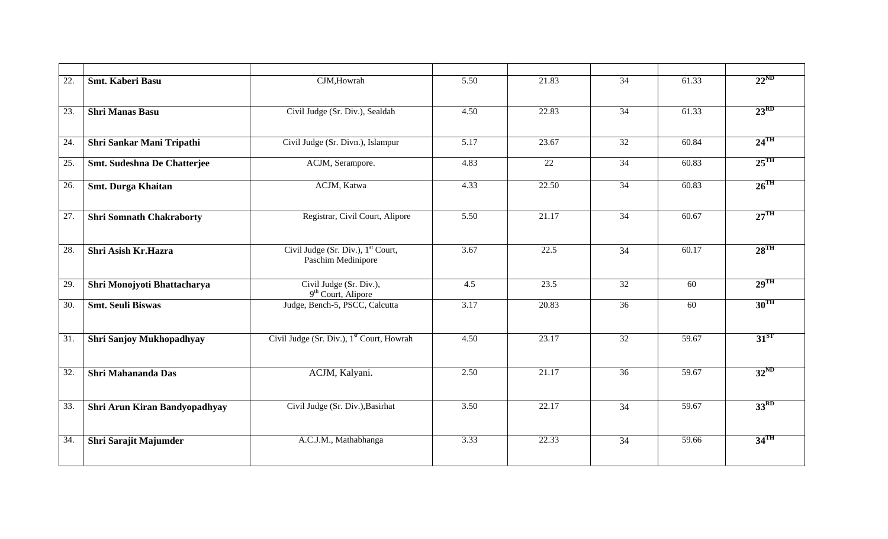| | | | | | | | |
|---|---|---|---|---|---|---|---|
| 22. | **Smt. Kaberi Basu** | CJM,Howrah | 5.50 | 21.83 | 34 | 61.33 | **22ND** |
| 23. | **Shri Manas Basu** | Civil Judge (Sr. Div.), Sealdah | 4.50 | 22.83 | 34 | 61.33 | **23RD** |
| 24. | **Shri Sankar Mani Tripathi** | Civil Judge (Sr. Divn.), Islampur | 5.17 | 23.67 | 32 | 60.84 | **24TH** |
| 25. | **Smt. Sudeshna De Chatterjee** | ACJM, Serampore. | 4.83 | 22 | 34 | 60.83 | **25TH** |
| 26. | **Smt. Durga Khaitan** | ACJM, Katwa | 4.33 | 22.50 | 34 | 60.83 | **26TH** |
| 27. | **Shri Somnath Chakraborty** | Registrar, Civil Court, Alipore | 5.50 | 21.17 | 34 | 60.67 | **27TH** |
| 28. | **Shri Asish Kr.Hazra** | Civil Judge (Sr. Div.), 1st Court, Paschim Medinipore | 3.67 | 22.5 | 34 | 60.17 | **28TH** |
| 29. | **Shri Monojyoti Bhattacharya** | Civil Judge (Sr. Div.), 9th Court, Alipore | 4.5 | 23.5 | 32 | 60 | **29TH** |
| 30. | **Smt. Seuli Biswas** | Judge, Bench-5, PSCC, Calcutta | 3.17 | 20.83 | 36 | 60 | **30TH** |
| 31. | **Shri Sanjoy Mukhopadhyay** | Civil Judge (Sr. Div.), 1st Court, Howrah | 4.50 | 23.17 | 32 | 59.67 | **31ST** |
| 32. | **Shri Mahananda Das** | ACJM, Kalyani. | 2.50 | 21.17 | 36 | 59.67 | **32ND** |
| 33. | **Shri Arun Kiran Bandyopadhyay** | Civil Judge (Sr. Div.),Basirhat | 3.50 | 22.17 | 34 | 59.67 | **33RD** |
| 34. | **Shri Sarajit Majumder** | A.C.J.M., Mathabhanga | 3.33 | 22.33 | 34 | 59.66 | **34TH** |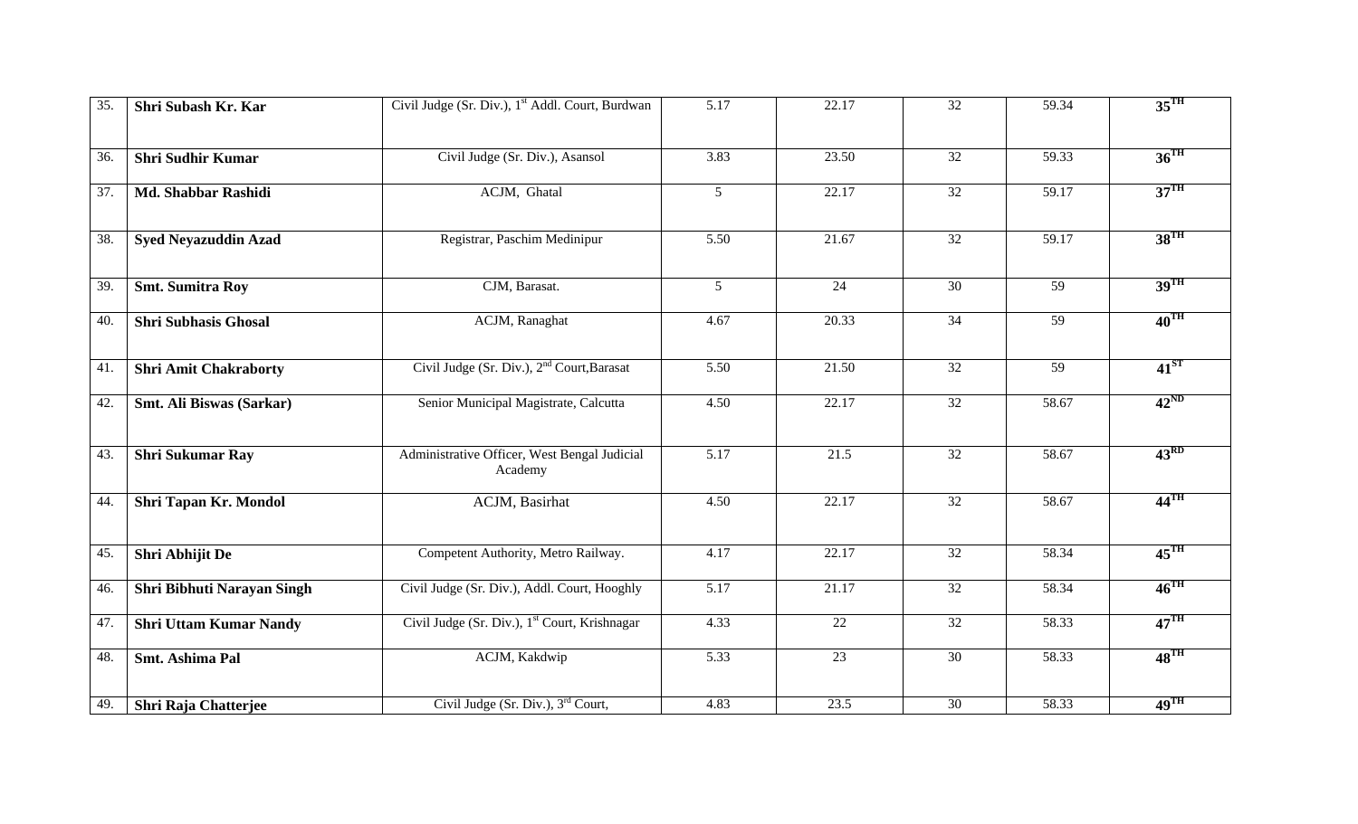| | | | | | | | |
|---|---|---|---|---|---|---|---|
| 35. | **Shri Subash Kr. Kar** | Civil Judge (Sr. Div.), 1st Addl. Court, Burdwan | 5.17 | 22.17 | 32 | 59.34 | **35TH** |
| 36. | **Shri Sudhir Kumar** | Civil Judge (Sr. Div.), Asansol | 3.83 | 23.50 | 32 | 59.33 | **36TH** |
| 37. | **Md. Shabbar Rashidi** | ACJM, Ghatal | 5 | 22.17 | 32 | 59.17 | **37TH** |
| 38. | **Syed Neyazuddin Azad** | Registrar, Paschim Medinipur | 5.50 | 21.67 | 32 | 59.17 | **38TH** |
| 39. | **Smt. Sumitra Roy** | CJM, Barasat. | 5 | 24 | 30 | 59 | **39TH** |
| 40. | **Shri Subhasis Ghosal** | ACJM, Ranaghat | 4.67 | 20.33 | 34 | 59 | **40TH** |
| 41. | **Shri Amit Chakraborty** | Civil Judge (Sr. Div.), 2nd Court,Barasat | 5.50 | 21.50 | 32 | 59 | **41ST** |
| 42. | **Smt. Ali Biswas (Sarkar)** | Senior Municipal Magistrate, Calcutta | 4.50 | 22.17 | 32 | 58.67 | **42ND** |
| 43. | **Shri Sukumar Ray** | Administrative Officer, West Bengal Judicial Academy | 5.17 | 21.5 | 32 | 58.67 | **43RD** |
| 44. | **Shri Tapan Kr. Mondol** | ACJM, Basirhat | 4.50 | 22.17 | 32 | 58.67 | **44TH** |
| 45. | **Shri Abhijit De** | Competent Authority, Metro Railway. | 4.17 | 22.17 | 32 | 58.34 | **45TH** |
| 46. | **Shri Bibhuti Narayan Singh** | Civil Judge (Sr. Div.), Addl. Court, Hooghly | 5.17 | 21.17 | 32 | 58.34 | **46TH** |
| 47. | **Shri Uttam Kumar Nandy** | Civil Judge (Sr. Div.), 1st Court, Krishnagar | 4.33 | 22 | 32 | 58.33 | **47TH** |
| 48. | **Smt. Ashima Pal** | ACJM, Kakdwip | 5.33 | 23 | 30 | 58.33 | **48TH** |
| 49. | **Shri Raja Chatterjee** | Civil Judge (Sr. Div.), 3rd Court, | 4.83 | 23.5 | 30 | 58.33 | **49TH** |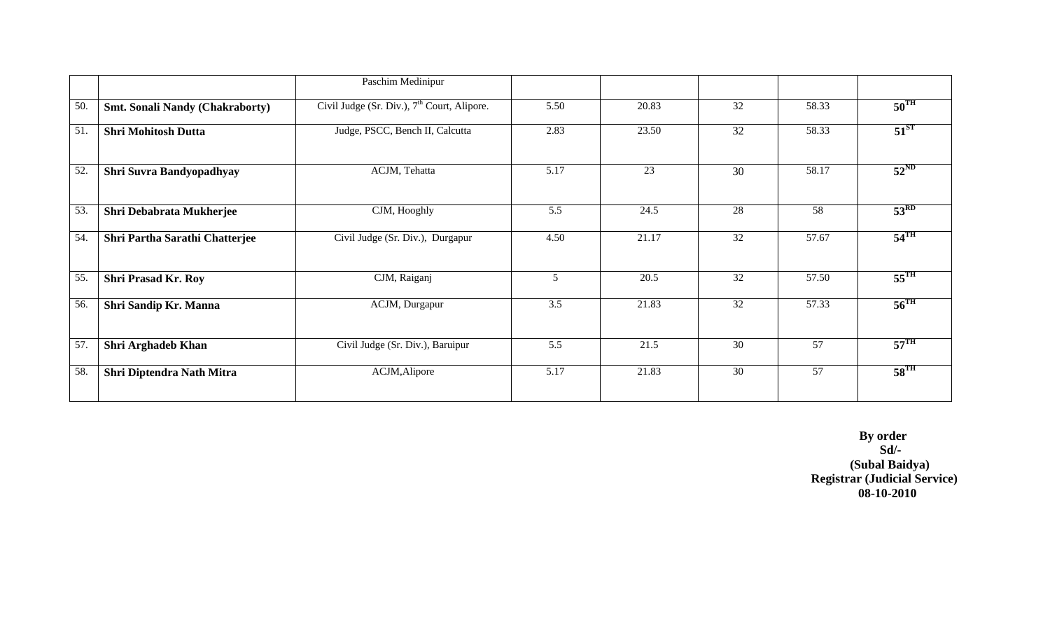| | | | | | | | |
|---|---|---|---|---|---|---|---|
| | | Paschim Medinipur | | | | | |
| 50. | **Smt. Sonali Nandy (Chakraborty)** | Civil Judge (Sr. Div.), 7th Court, Alipore. | 5.50 | 20.83 | 32 | 58.33 | **50TH** |
| 51. | **Shri Mohitosh Dutta** | Judge, PSCC, Bench II, Calcutta | 2.83 | 23.50 | 32 | 58.33 | **51ST** |
| 52. | **Shri Suvra Bandyopadhyay** | ACJM, Tehatta | 5.17 | 23 | 30 | 58.17 | **52ND** |
| 53. | **Shri Debabrata Mukherjee** | CJM, Hooghly | 5.5 | 24.5 | 28 | 58 | **53RD** |
| 54. | **Shri Partha Sarathi Chatterjee** | Civil Judge (Sr. Div.), Durgapur | 4.50 | 21.17 | 32 | 57.67 | **54TH** |
| 55. | **Shri Prasad Kr. Roy** | CJM, Raiganj | 5 | 20.5 | 32 | 57.50 | **55TH** |
| 56. | **Shri Sandip Kr. Manna** | ACJM, Durgapur | 3.5 | 21.83 | 32 | 57.33 | **56TH** |
| 57. | **Shri Arghadeb Khan** | Civil Judge (Sr. Div.), Baruipur | 5.5 | 21.5 | 30 | 57 | **57TH** |
| 58. | **Shri Diptendra Nath Mitra** | ACJM,Alipore | 5.17 | 21.83 | 30 | 57 | **58TH** |

**By order**
**Sd/-**
**(Subal Baidya)**
**Registrar (Judicial Service)**
**08-10-2010**